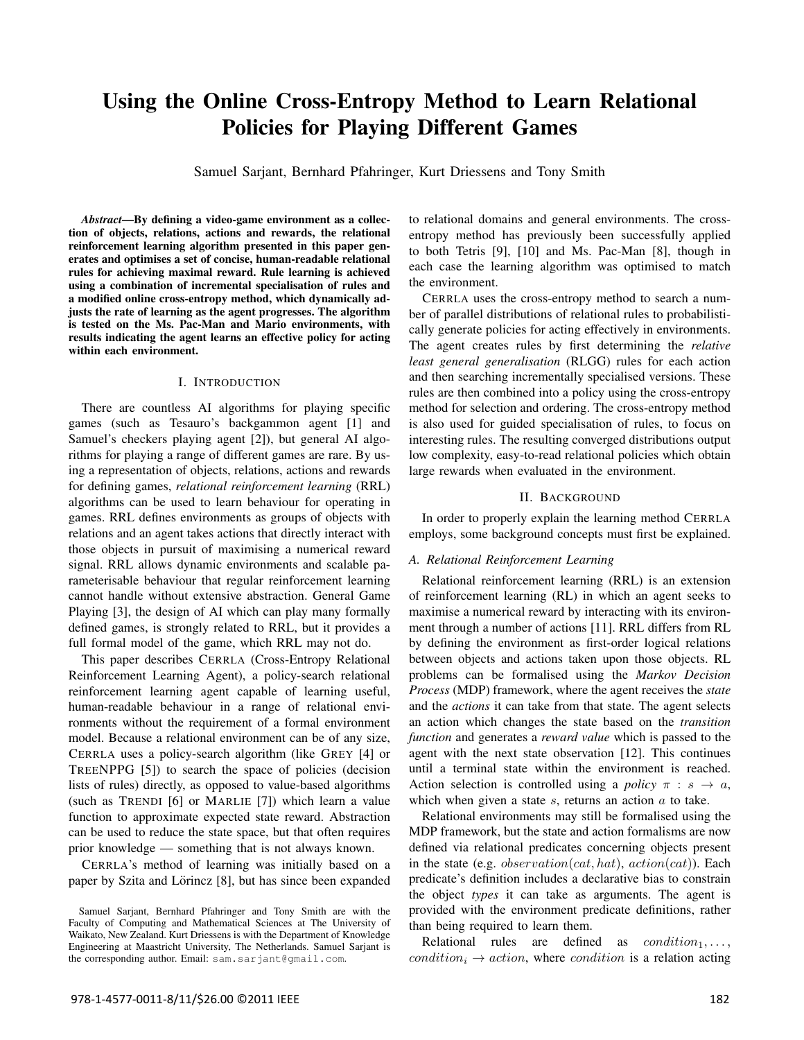# Using the Online Cross-Entropy Method to Learn Relational Policies for Playing Different Games

Samuel Sarjant, Bernhard Pfahringer, Kurt Driessens and Tony Smith

***Abstract*—By defining a video-game environment as a collection of objects, relations, actions and rewards, the relational reinforcement learning algorithm presented in this paper generates and optimises a set of concise, human-readable relational rules for achieving maximal reward. Rule learning is achieved using a combination of incremental specialisation of rules and a modified online cross-entropy method, which dynamically adjusts the rate of learning as the agent progresses. The algorithm is tested on the Ms. Pac-Man and Mario environments, with results indicating the agent learns an effective policy for acting within each environment.**

## I. Introduction

There are countless AI algorithms for playing specific games (such as Tesauro's backgammon agent [1] and Samuel's checkers playing agent [2]), but general AI algorithms for playing a range of different games are rare. By using a representation of objects, relations, actions and rewards for defining games, *relational reinforcement learning* (RRL) algorithms can be used to learn behaviour for operating in games. RRL defines environments as groups of objects with relations and an agent takes actions that directly interact with those objects in pursuit of maximising a numerical reward signal. RRL allows dynamic environments and scalable parameterisable behaviour that regular reinforcement learning cannot handle without extensive abstraction. General Game Playing [3], the design of AI which can play many formally defined games, is strongly related to RRL, but it provides a full formal model of the game, which RRL may not do.

This paper describes CERRLA (Cross-Entropy Relational Reinforcement Learning Agent), a policy-search relational reinforcement learning agent capable of learning useful, human-readable behaviour in a range of relational environments without the requirement of a formal environment model. Because a relational environment can be of any size, CERRLA uses a policy-search algorithm (like GREY [4] or TREENPPG [5]) to search the space of policies (decision lists of rules) directly, as opposed to value-based algorithms (such as TRENDI [6] or MARLIE [7]) which learn a value function to approximate expected state reward. Abstraction can be used to reduce the state space, but that often requires prior knowledge — something that is not always known.

CERRLA's method of learning was initially based on a paper by Szita and Lörincz [8], but has since been expanded to relational domains and general environments. The cross-entropy method has previously been successfully applied to both Tetris [9], [10] and Ms. Pac-Man [8], though in each case the learning algorithm was optimised to match the environment.

CERRLA uses the cross-entropy method to search a number of parallel distributions of relational rules to probabilistically generate policies for acting effectively in environments. The agent creates rules by first determining the *relative least general generalisation* (RLGG) rules for each action and then searching incrementally specialised versions. These rules are then combined into a policy using the cross-entropy method for selection and ordering. The cross-entropy method is also used for guided specialisation of rules, to focus on interesting rules. The resulting converged distributions output low complexity, easy-to-read relational policies which obtain large rewards when evaluated in the environment.

## II. Background

In order to properly explain the learning method CERRLA employs, some background concepts must first be explained.

### A. Relational Reinforcement Learning

Relational reinforcement learning (RRL) is an extension of reinforcement learning (RL) in which an agent seeks to maximise a numerical reward by interacting with its environment through a number of actions [11]. RRL differs from RL by defining the environment as first-order logical relations between objects and actions taken upon those objects. RL problems can be formalised using the *Markov Decision Process* (MDP) framework, where the agent receives the *state* and the *actions* it can take from that state. The agent selects an action which changes the state based on the *transition function* and generates a *reward value* which is passed to the agent with the next state observation [12]. This continues until a terminal state within the environment is reached. Action selection is controlled using a *policy* $\pi : s \rightarrow a$, which when given a state $s$, returns an action $a$ to take.

Relational environments may still be formalised using the MDP framework, but the state and action formalisms are now defined via relational predicates concerning objects present in the state (e.g. $observation(cat, hat)$, $action(cat)$). Each predicate's definition includes a declarative bias to constrain the object *types* it can take as arguments. The agent is provided with the environment predicate definitions, rather than being required to learn them.

Relational rules are defined as $condition_1, \ldots, condition_i \rightarrow action$, where $condition$ is a relation acting

Samuel Sarjant, Bernhard Pfahringer and Tony Smith are with the Faculty of Computing and Mathematical Sciences at The University of Waikato, New Zealand. Kurt Driessens is with the Department of Knowledge Engineering at Maastricht University, The Netherlands. Samuel Sarjant is the corresponding author. Email: sam.sarjant@gmail.com.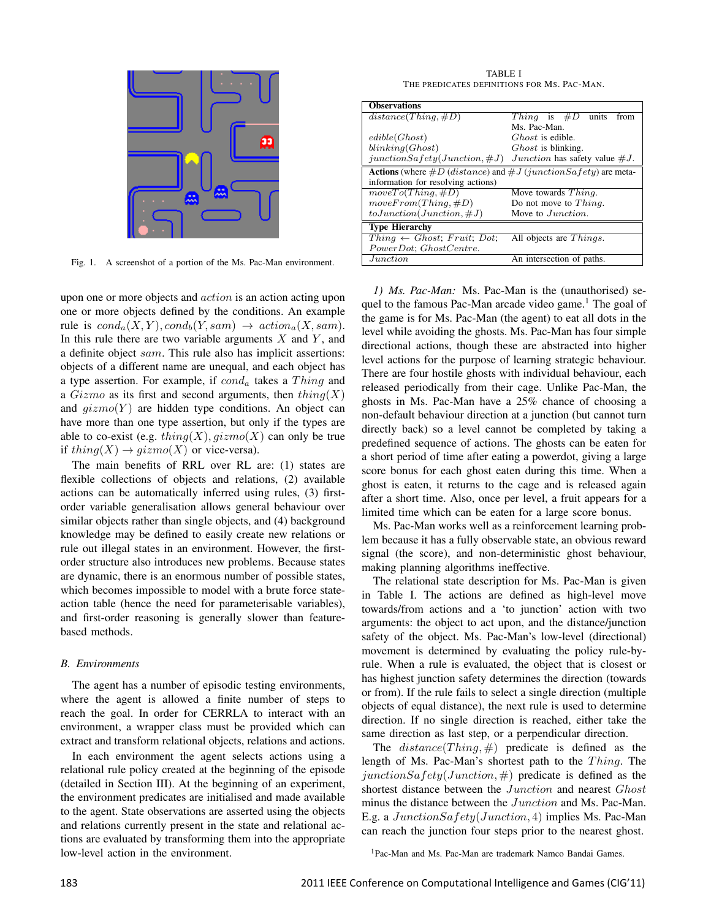Fig. 1. A screenshot of a portion of the Ms. Pac-Man environment.

upon one or more objects and *action* is an action acting upon one or more objects defined by the conditions. An example rule is $cond_a(X, Y), cond_b(Y, sam) \rightarrow action_a(X, sam)$. In this rule there are two variable arguments $X$ and $Y$, and a definite object $sam$. This rule also has implicit assertions: objects of a different name are unequal, and each object has a type assertion. For example, if $cond_a$ takes a $Thing$ and a $Gizmo$ as its first and second arguments, then $thing(X)$ and $gizmo(Y)$ are hidden type conditions. An object can have more than one type assertion, but only if the types are able to co-exist (e.g. $thing(X), gizmo(X)$ can only be true if $thing(X) \rightarrow gizmo(X)$ or vice-versa).

The main benefits of RRL over RL are: (1) states are flexible collections of objects and relations, (2) available actions can be automatically inferred using rules, (3) first-order variable generalisation allows general behaviour over similar objects rather than single objects, and (4) background knowledge may be defined to easily create new relations or rule out illegal states in an environment. However, the first-order structure also introduces new problems. Because states are dynamic, there is an enormous number of possible states, which becomes impossible to model with a brute force state-action table (hence the need for parameterisable variables), and first-order reasoning is generally slower than feature-based methods.

### B. Environments

The agent has a number of episodic testing environments, where the agent is allowed a finite number of steps to reach the goal. In order for CERRLA to interact with an environment, a wrapper class must be provided which can extract and transform relational objects, relations and actions.

In each environment the agent selects actions using a relational rule policy created at the beginning of the episode (detailed in Section III). At the beginning of an experiment, the environment predicates are initialised and made available to the agent. State observations are asserted using the objects and relations currently present in the state and relational actions are evaluated by transforming them into the appropriate low-level action in the environment.

TABLE I
THE PREDICATES DEFINITIONS FOR MS. PAC-MAN.

| **Observations** | |
|---|---|
| $distance(Thing, \#D)$ | $Thing$ is $\#D$ units from Ms. Pac-Man. |
| $edible(Ghost)$ | $Ghost$ is edible. |
| $blinking(Ghost)$ | $Ghost$ is blinking. |
| $junctionSafety(Junction, \#J)$ | $Junction$ has safety value $\#J$. |
| **Actions** (where $\#D$ ($distance$) and $\#J$ ($junctionSafety$) are meta-information for resolving actions) | |
| $moveTo(Thing, \#D)$ | Move towards $Thing$. |
| $moveFrom(Thing, \#D)$ | Do not move to $Thing$. |
| $toJunction(Junction, \#J)$ | Move to $Junction$. |
| **Type Hierarchy** | |
| $Thing \leftarrow Ghost; Fruit; Dot; PowerDot; GhostCentre.$ | All objects are $Things$. |
| $Junction$ | An intersection of paths. |

#### 1) Ms. Pac-Man:

Ms. Pac-Man is the (unauthorised) sequel to the famous Pac-Man arcade video game.[1] The goal of the game is for Ms. Pac-Man (the agent) to eat all dots in the level while avoiding the ghosts. Ms. Pac-Man has four simple directional actions, though these are abstracted into higher level actions for the purpose of learning strategic behaviour. There are four hostile ghosts with individual behaviour, each released periodically from their cage. Unlike Pac-Man, the ghosts in Ms. Pac-Man have a 25% chance of choosing a non-default behaviour direction at a junction (but cannot turn directly back) so a level cannot be completed by taking a predefined sequence of actions. The ghosts can be eaten for a short period of time after eating a powerdot, giving a large score bonus for each ghost eaten during this time. When a ghost is eaten, it returns to the cage and is released again after a short time. Also, once per level, a fruit appears for a limited time which can be eaten for a large score bonus.

Ms. Pac-Man works well as a reinforcement learning problem because it has a fully observable state, an obvious reward signal (the score), and non-deterministic ghost behaviour, making planning algorithms ineffective.

The relational state description for Ms. Pac-Man is given in Table I. The actions are defined as high-level move towards/from actions and a 'to junction' action with two arguments: the object to act upon, and the distance/junction safety of the object. Ms. Pac-Man's low-level (directional) movement is determined by evaluating the policy rule-by-rule. When a rule is evaluated, the object that is closest or has highest junction safety determines the direction (towards or from). If the rule fails to select a single direction (multiple objects of equal distance), the next rule is used to determine direction. If no single direction is reached, either take the same direction as last step, or a perpendicular direction.

The $distance(Thing, \#)$ predicate is defined as the length of Ms. Pac-Man's shortest path to the $Thing$. The $junctionSafety(Junction, \#)$ predicate is defined as the shortest distance between the $Junction$ and nearest $Ghost$ minus the distance between the $Junction$ and Ms. Pac-Man. E.g. a $JunctionSafety(Junction, 4)$ implies Ms. Pac-Man can reach the junction four steps prior to the nearest ghost.

[1] Pac-Man and Ms. Pac-Man are trademark Namco Bandai Games.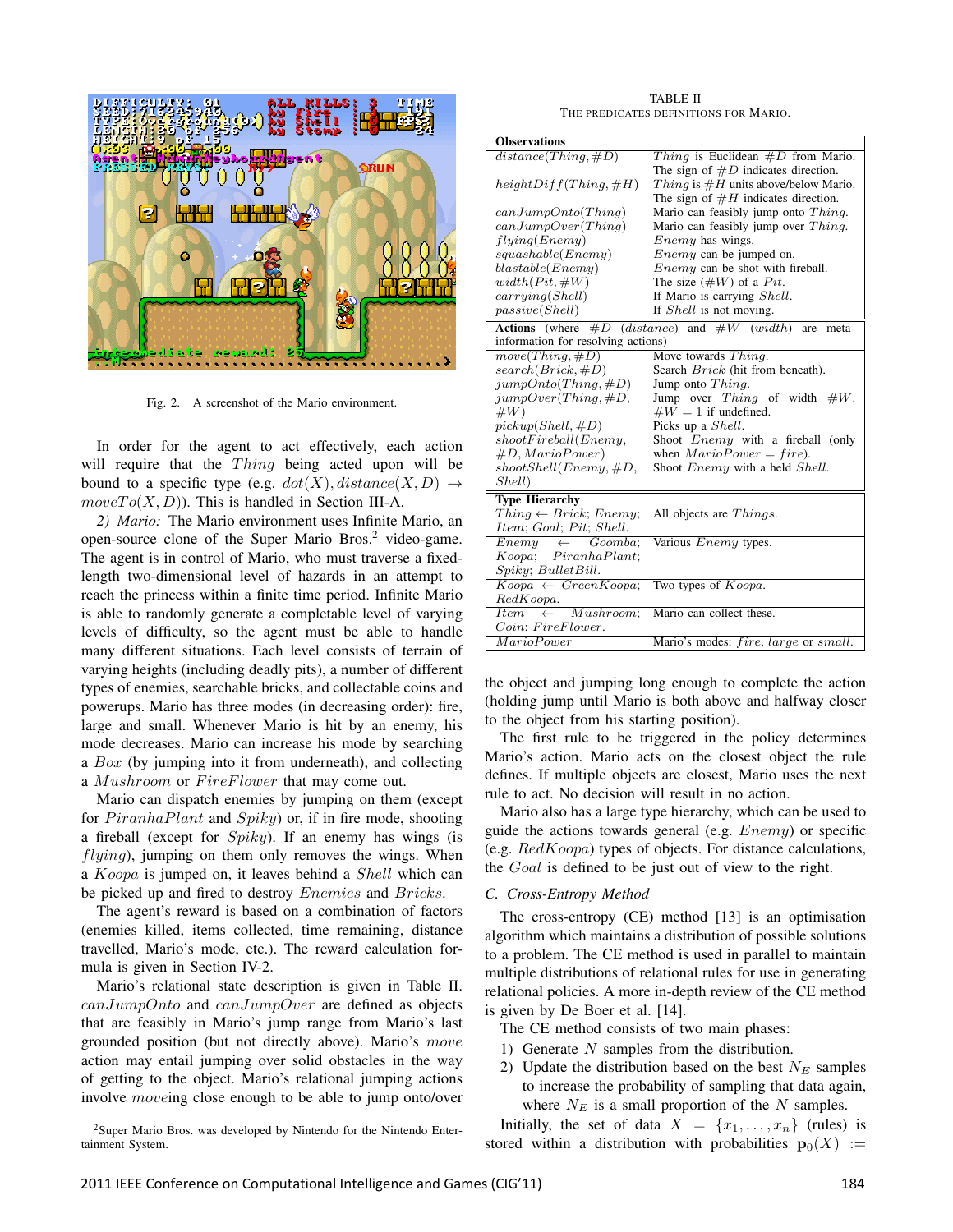Fig. 2. A screenshot of the Mario environment.

In order for the agent to act effectively, each action will require that the $Thing$ being acted upon will be bound to a specific type (e.g. $dot(X), distance(X, D) \rightarrow moveTo(X, D)$). This is handled in Section III-A.

*2) Mario:* The Mario environment uses Infinite Mario, an open-source clone of the Super Mario Bros.[2] video-game. The agent is in control of Mario, who must traverse a fixed-length two-dimensional level of hazards in an attempt to reach the princess within a finite time period. Infinite Mario is able to randomly generate a completable level of varying levels of difficulty, so the agent must be able to handle many different situations. Each level consists of terrain of varying heights (including deadly pits), a number of different types of enemies, searchable bricks, and collectable coins and powerups. Mario has three modes (in decreasing order): fire, large and small. Whenever Mario is hit by an enemy, his mode decreases. Mario can increase his mode by searching a $Box$ (by jumping into it from underneath), and collecting a $Mushroom$ or $FireFlower$ that may come out.

Mario can dispatch enemies by jumping on them (except for $PiranhaPlant$ and $Spiky$) or, if in fire mode, shooting a fireball (except for $Spiky$). If an enemy has wings (is $flying$), jumping on them only removes the wings. When a $Koopa$ is jumped on, it leaves behind a $Shell$ which can be picked up and fired to destroy $Enemies$ and $Bricks$.

The agent's reward is based on a combination of factors (enemies killed, items collected, time remaining, distance travelled, Mario's mode, etc.). The reward calculation formula is given in Section IV-2.

Mario's relational state description is given in Table II. $canJumpOnto$ and $canJumpOver$ are defined as objects that are feasibly in Mario's jump range from Mario's last grounded position (but not directly above). Mario's $move$ action may entail jumping over solid obstacles in the way of getting to the object. Mario's relational jumping actions involve $move$ing close enough to be able to jump onto/over the object and jumping long enough to complete the action (holding jump until Mario is both above and halfway closer to the object from his starting position).

[2] Super Mario Bros. was developed by Nintendo for the Nintendo Entertainment System.

TABLE II
THE PREDICATES DEFINITIONS FOR MARIO.

| **Observations** | |
|---|---|
| $distance(Thing, \#D)$ | $Thing$ is Euclidean $\#D$ from Mario. The sign of $\#D$ indicates direction. |
| $heightDiff(Thing, \#H)$ | $Thing$ is $\#H$ units above/below Mario. The sign of $\#H$ indicates direction. |
| $canJumpOnto(Thing)$ | Mario can feasibly jump onto $Thing$. |
| $canJumpOver(Thing)$ | Mario can feasibly jump over $Thing$. |
| $flying(Enemy)$ | $Enemy$ has wings. |
| $squashable(Enemy)$ | $Enemy$ can be jumped on. |
| $blastable(Enemy)$ | $Enemy$ can be shot with fireball. |
| $width(Pit, \#W)$ | The size ($\#W$) of a $Pit$. |
| $carrying(Shell)$ | If Mario is carrying $Shell$. |
| $passive(Shell)$ | If $Shell$ is not moving. |
| **Actions** (where $\#D$ ($distance$) and $\#W$ ($width$) are meta-information for resolving actions) | |
| $move(Thing, \#D)$ | Move towards $Thing$. |
| $search(Brick, \#D)$ | Search $Brick$ (hit from beneath). |
| $jumpOnto(Thing, \#D)$ | Jump onto $Thing$. |
| $jumpOver(Thing, \#D, \#W)$ | Jump over $Thing$ of width $\#W$. $\#W = 1$ if undefined. |
| $pickup(Shell, \#D)$ | Picks up a $Shell$. |
| $shootFireball(Enemy, \#D, MarioPower)$ | Shoot $Enemy$ with a fireball (only when $MarioPower = fire$). |
| $shootShell(Enemy, \#D, Shell)$ | Shoot $Enemy$ with a held $Shell$. |
| **Type Hierarchy** | |
| $Thing \leftarrow Brick$; $Enemy$; $Item$; $Goal$; $Pit$; $Shell$. | All objects are $Things$. |
| $Enemy \leftarrow Goomba$; $Koopa$; $PiranhaPlant$; $Spiky$; $BulletBill$. | Various $Enemy$ types. |
| $Koopa \leftarrow GreenKoopa$; $RedKoopa$. | Two types of $Koopa$. |
| $Item \leftarrow Mushroom$; $Coin$; $FireFlower$. | Mario can collect these. |
| $MarioPower$ | Mario's modes: $fire$, $large$ or $small$. |

The first rule to be triggered in the policy determines Mario's action. Mario acts on the closest object the rule defines. If multiple objects are closest, Mario uses the next rule to act. No decision will result in no action.

Mario also has a large type hierarchy, which can be used to guide the actions towards general (e.g. $Enemy$) or specific (e.g. $RedKoopa$) types of objects. For distance calculations, the $Goal$ is defined to be just out of view to the right.

### C. Cross-Entropy Method

The cross-entropy (CE) method [13] is an optimisation algorithm which maintains a distribution of possible solutions to a problem. The CE method is used in parallel to maintain multiple distributions of relational rules for use in generating relational policies. A more in-depth review of the CE method is given by De Boer et al. [14].

The CE method consists of two main phases:

1) Generate $N$ samples from the distribution.
2) Update the distribution based on the best $N_E$ samples to increase the probability of sampling that data again, where $N_E$ is a small proportion of the $N$ samples.

Initially, the set of data $X = \{x_1, \ldots, x_n\}$ (rules) is stored within a distribution with probabilities $\mathbf{p}_0(X) :=$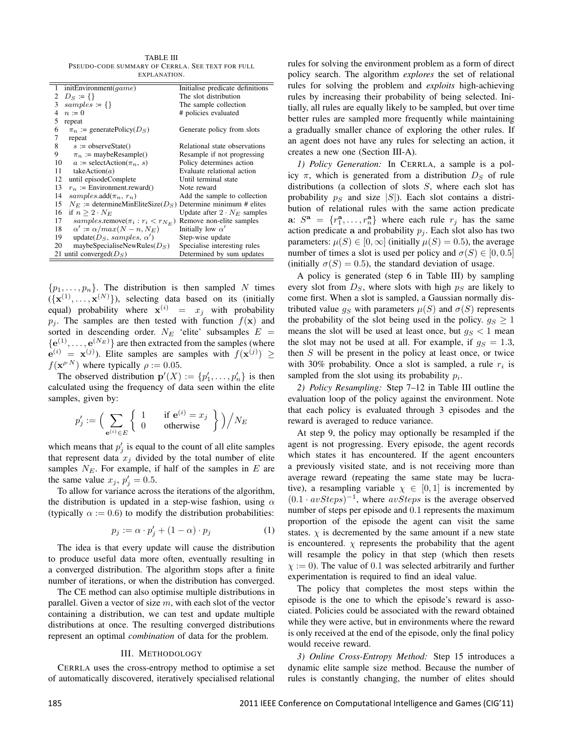TABLE III
PSEUDO-CODE SUMMARY OF CERRLA. SEE TEXT FOR FULL EXPLANATION.

| | | |
|---|---|---|
| 1 | initEnvironment($game$) | Initialise predicate definitions |
| 2 | $D_S := \{\}$ | The slot distribution |
| 3 | $samples := \{\}$ | The sample collection |
| 4 | $n := 0$ | # policies evaluated |
| 5 | repeat | |
| 6 | $\pi_n$ := generatePolicy($D_S$) | Generate policy from slots |
| 7 | repeat | |
| 8 | $s$ := observeState() | Relational state observations |
| 9 | $\pi_n$ := maybeResample() | Resample if not progressing |
| 10 | $a$ := selectAction($\pi_n$, $s$) | Policy determines action |
| 11 | takeAction($a$) | Evaluate relational action |
| 12 | until episodeComplete | Until terminal state |
| 13 | $r_n$ := Environment.reward() | Note reward |
| 14 | $samples$.add($\pi_n$, $r_n$) | Add the sample to collection |
| 15 | $N_E$ := determineMinEliteSize($D_S$) | Determine minimum # elites |
| 16 | if $n \geq 2 \cdot N_E$ | Update after $2 \cdot N_E$ samples |
| 17 | $samples$.remove($\pi_i : r_i < r_{N_E}$) | Remove non-elite samples |
| 18 | $\alpha' := \alpha / max(N - n, N_E)$ | Initially low $\alpha'$ |
| 19 | update($D_S$, $samples$, $\alpha'$) | Step-wise update |
| 20 | maybeSpecialiseNewRules($D_S$) | Specialise interesting rules |
| 21 | until converged($D_S$) | Determined by sum updates |

$\{p_1, \ldots, p_n\}$. The distribution is then sampled $N$ times ($\{\mathbf{x}^{(1)}, \ldots, \mathbf{x}^{(N)}\}$), selecting data based on its (initially equal) probability where $\mathbf{x}^{(i)} = x_j$ with probability $p_j$. The samples are then tested with function $f(\mathbf{x})$ and sorted in descending order. $N_E$ 'elite' subsamples $E = \{\mathbf{e}^{(1)}, \ldots, \mathbf{e}^{(N_E)}\}$ are then extracted from the samples (where $\mathbf{e}^{(i)} = \mathbf{x}^{(j)}$). Elite samples are samples with $f(\mathbf{x}^{(j)}) \geq f(\mathbf{x}^{\rho \cdot N})$ where typically $\rho := 0.05$.

The observed distribution $\mathbf{p}'(X) := \{p'_1, \ldots, p'_n\}$ is then calculated using the frequency of data seen within the elite samples, given by:

$$p'_j := \Big( \sum_{\mathbf{e}^{(i)} \in E} \left\{ \begin{array}{ll} 1 & \text{if } \mathbf{e}^{(i)} = x_j \\ 0 & \text{otherwise} \end{array} \right\} \Big) \Big/ N_E$$

which means that $p'_j$ is equal to the count of all elite samples that represent data $x_j$ divided by the total number of elite samples $N_E$. For example, if half of the samples in $E$ are the same value $x_j$, $p'_j = 0.5$.

To allow for variance across the iterations of the algorithm, the distribution is updated in a step-wise fashion, using $\alpha$ (typically $\alpha := 0.6$) to modify the distribution probabilities:

$$p_j := \alpha \cdot p'_j + (1 - \alpha) \cdot p_j \tag{1}$$

The idea is that every update will cause the distribution to produce useful data more often, eventually resulting in a converged distribution. The algorithm stops after a finite number of iterations, or when the distribution has converged.

The CE method can also optimise multiple distributions in parallel. Given a vector of size $m$, with each slot of the vector containing a distribution, we can test and update multiple distributions at once. The resulting converged distributions represent an optimal *combination* of data for the problem.

## III. METHODOLOGY

CERRLA uses the cross-entropy method to optimise a set of automatically discovered, iteratively specialised relational rules for solving the environment problem as a form of direct policy search. The algorithm *explores* the set of relational rules for solving the problem and *exploits* high-achieving rules by increasing their probability of being selected. Initially, all rules are equally likely to be sampled, but over time better rules are sampled more frequently while maintaining a gradually smaller chance of exploring the other rules. If an agent does not have any rules for selecting an action, it creates a new one (Section III-A).

*1) Policy Generation:* In CERRLA, a sample is a policy $\pi$, which is generated from a distribution $D_S$ of rule distributions (a collection of slots $S$, where each slot has probability $p_S$ and size $|S|$). Each slot contains a distribution of relational rules with the same action predicate $\mathbf{a}$: $S^{\mathbf{a}} = \{r^{\mathbf{a}}_1, \ldots, r^{\mathbf{a}}_n\}$ where each rule $r_j$ has the same action predicate $\mathbf{a}$ and probability $p_j$. Each slot also has two parameters: $\mu(S) \in [0, \infty]$ (initially $\mu(S) = 0.5$), the average number of times a slot is used per policy and $\sigma(S) \in [0, 0.5]$ (initially $\sigma(S) = 0.5$), the standard deviation of usage.

A policy is generated (step 6 in Table III) by sampling every slot from $D_S$, where slots with high $p_S$ are likely to come first. When a slot is sampled, a Gaussian normally distributed value $g_S$ with parameters $\mu(S)$ and $\sigma(S)$ represents the probability of the slot being used in the policy. $g_S \geq 1$ means the slot will be used at least once, but $g_S < 1$ mean the slot may not be used at all. For example, if $g_S = 1.3$, then $S$ will be present in the policy at least once, or twice with 30% probability. Once a slot is sampled, a rule $r_i$ is sampled from the slot using its probability $p_i$.

*2) Policy Resampling:* Step 7–12 in Table III outline the evaluation loop of the policy against the environment. Note that each policy is evaluated through 3 episodes and the reward is averaged to reduce variance.

At step 9, the policy may optionally be resampled if the agent is not progressing. Every episode, the agent records which states it has encountered. If the agent encounters a previously visited state, and is not receiving more than average reward (repeating the same state may be lucrative), a resampling variable $\chi \in [0, 1]$ is incremented by $(0.1 \cdot avSteps)^{-1}$, where $avSteps$ is the average observed number of steps per episode and $0.1$ represents the maximum proportion of the episode the agent can visit the same states. $\chi$ is decremented by the same amount if a new state is encountered. $\chi$ represents the probability that the agent will resample the policy in that step (which then resets $\chi := 0$). The value of $0.1$ was selected arbitrarily and further experimentation is required to find an ideal value.

The policy that completes the most steps within the episode is the one to which the episode's reward is associated. Policies could be associated with the reward obtained while they were active, but in environments where the reward is only received at the end of the episode, only the final policy would receive reward.

*3) Online Cross-Entropy Method:* Step 15 introduces a dynamic elite sample size method. Because the number of rules is constantly changing, the number of elites should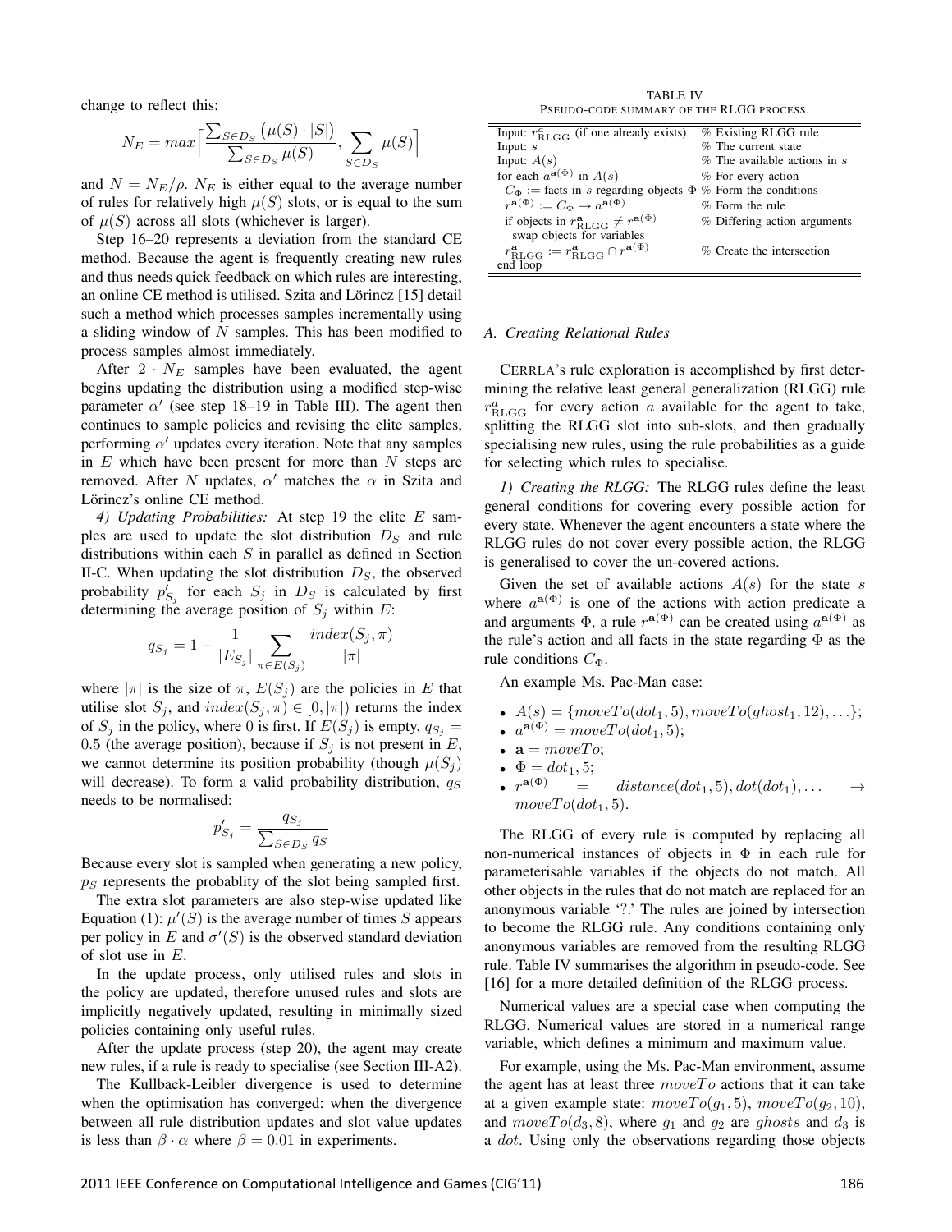change to reflect this:

$$N_E = max\Big[\frac{\sum_{S \in D_S}\big(\mu(S) \cdot |S|\big)}{\sum_{S \in D_S}\mu(S)}, \sum_{S \in D_S}\mu(S)\Big]$$

and $N = N_E/\rho$. $N_E$ is either equal to the average number of rules for relatively high $\mu(S)$ slots, or is equal to the sum of $\mu(S)$ across all slots (whichever is larger).

Step 16–20 represents a deviation from the standard CE method. Because the agent is frequently creating new rules and thus needs quick feedback on which rules are interesting, an online CE method is utilised. Szita and Lörincz [15] detail such a method which processes samples incrementally using a sliding window of $N$ samples. This has been modified to process samples almost immediately.

After $2 \cdot N_E$ samples have been evaluated, the agent begins updating the distribution using a modified step-wise parameter $\alpha'$ (see step 18–19 in Table III). The agent then continues to sample policies and revising the elite samples, performing $\alpha'$ updates every iteration. Note that any samples in $E$ which have been present for more than $N$ steps are removed. After $N$ updates, $\alpha'$ matches the $\alpha$ in Szita and Lörincz's online CE method.

*4) Updating Probabilities:* At step 19 the elite $E$ samples are used to update the slot distribution $D_S$ and rule distributions within each $S$ in parallel as defined in Section II-C. When updating the slot distribution $D_S$, the observed probability $p'_{S_j}$ for each $S_j$ in $D_S$ is calculated by first determining the average position of $S_j$ within $E$:

$$q_{S_j} = 1 - \frac{1}{|E_{S_j}|}\sum_{\pi \in E(S_j)}\frac{index(S_j, \pi)}{|\pi|}$$

where $|\pi|$ is the size of $\pi$, $E(S_j)$ are the policies in $E$ that utilise slot $S_j$, and $index(S_j, \pi) \in [0, |\pi|)$ returns the index of $S_j$ in the policy, where 0 is first. If $E(S_j)$ is empty, $q_{S_j} = 0.5$ (the average position), because if $S_j$ is not present in $E$, we cannot determine its position probability (though $\mu(S_j)$ will decrease). To form a valid probability distribution, $q_S$ needs to be normalised:

$$p'_{S_j} = \frac{q_{S_j}}{\sum_{S \in D_S} q_S}$$

Because every slot is sampled when generating a new policy, $p_S$ represents the probablity of the slot being sampled first.

The extra slot parameters are also step-wise updated like Equation (1): $\mu'(S)$ is the average number of times $S$ appears per policy in $E$ and $\sigma'(S)$ is the observed standard deviation of slot use in $E$.

In the update process, only utilised rules and slots in the policy are updated, therefore unused rules and slots are implicitly negatively updated, resulting in minimally sized policies containing only useful rules.

After the update process (step 20), the agent may create new rules, if a rule is ready to specialise (see Section III-A2).

The Kullback-Leibler divergence is used to determine when the optimisation has converged: when the divergence between all rule distribution updates and slot value updates is less than $\beta \cdot \alpha$ where $\beta = 0.01$ in experiments.

TABLE IV
PSEUDO-CODE SUMMARY OF THE RLGG PROCESS.

| | |
|---|---|
| Input: $r^a_{\text{RLGG}}$ (if one already exists) | % Existing RLGG rule |
| Input: $s$ | % The current state |
| Input: $A(s)$ | % The available actions in $s$ |
| for each $a^{\mathbf{a}(\Phi)}$ in $A(s)$ | % For every action |
| $C_\Phi :=$ facts in $s$ regarding objects $\Phi$ | % Form the conditions |
| $r^{\mathbf{a}(\Phi)} := C_\Phi \rightarrow a^{\mathbf{a}(\Phi)}$ | % Form the rule |
| if objects in $r^{\mathbf{a}}_{\text{RLGG}} \neq r^{\mathbf{a}(\Phi)}$ swap objects for variables | % Differing action arguments |
| $r^{\mathbf{a}}_{\text{RLGG}} := r^{\mathbf{a}}_{\text{RLGG}} \cap r^{\mathbf{a}(\Phi)}$ | % Create the intersection |
| end loop | |

### A. Creating Relational Rules

CERRLA's rule exploration is accomplished by first determining the relative least general generalization (RLGG) rule $r^a_{\text{RLGG}}$ for every action $a$ available for the agent to take, splitting the RLGG slot into sub-slots, and then gradually specialising new rules, using the rule probabilities as a guide for selecting which rules to specialise.

*1) Creating the RLGG:* The RLGG rules define the least general conditions for covering every possible action for every state. Whenever the agent encounters a state where the RLGG rules do not cover every possible action, the RLGG is generalised to cover the un-covered actions.

Given the set of available actions $A(s)$ for the state $s$ where $a^{\mathbf{a}(\Phi)}$ is one of the actions with action predicate $\mathbf{a}$ and arguments $\Phi$, a rule $r^{\mathbf{a}(\Phi)}$ can be created using $a^{\mathbf{a}(\Phi)}$ as the rule's action and all facts in the state regarding $\Phi$ as the rule conditions $C_\Phi$.

An example Ms. Pac-Man case:

- $A(s) = \{moveTo(dot_1, 5), moveTo(ghost_1, 12), \ldots\}$;
- $a^{\mathbf{a}(\Phi)} = moveTo(dot_1, 5)$;
- $\mathbf{a} = moveTo$;
- $\Phi = dot_1, 5$;
- $r^{\mathbf{a}(\Phi)} = distance(dot_1, 5), dot(dot_1), \ldots \rightarrow moveTo(dot_1, 5)$.

The RLGG of every rule is computed by replacing all non-numerical instances of objects in $\Phi$ in each rule for parameterisable variables if the objects do not match. All other objects in the rules that do not match are replaced for an anonymous variable '?.' The rules are joined by intersection to become the RLGG rule. Any conditions containing only anonymous variables are removed from the resulting RLGG rule. Table IV summarises the algorithm in pseudo-code. See [16] for a more detailed definition of the RLGG process.

Numerical values are a special case when computing the RLGG. Numerical values are stored in a numerical range variable, which defines a minimum and maximum value.

For example, using the Ms. Pac-Man environment, assume the agent has at least three $moveTo$ actions that it can take at a given example state: $moveTo(g_1, 5)$, $moveTo(g_2, 10)$, and $moveTo(d_3, 8)$, where $g_1$ and $g_2$ are $ghosts$ and $d_3$ is a $dot$. Using only the observations regarding those objects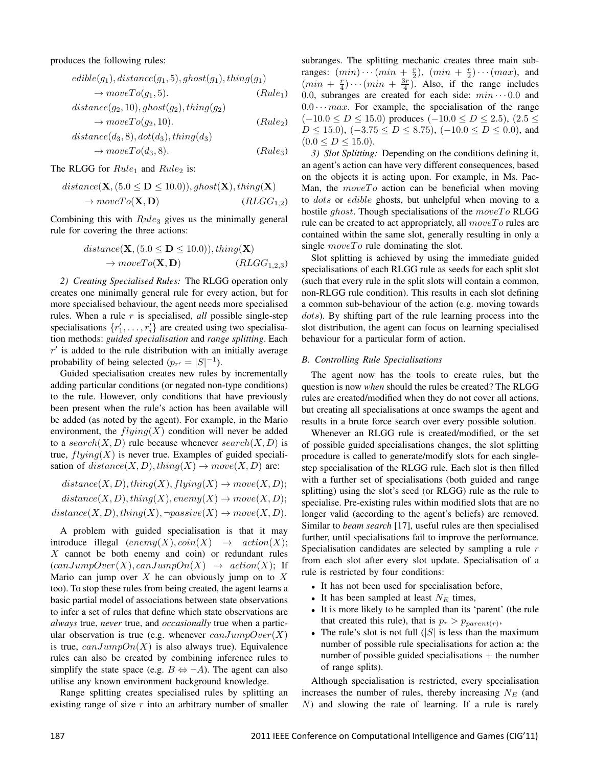produces the following rules:

$$edible(g_1), distance(g_1, 5), ghost(g_1), thing(g_1) \rightarrow moveTo(g_1, 5). \qquad (Rule_1)$$

$$distance(g_2, 10), ghost(g_2), thing(g_2) \rightarrow moveTo(g_2, 10). \qquad (Rule_2)$$

$$distance(d_3, 8), dot(d_3), thing(d_3) \rightarrow moveTo(d_3, 8). \qquad (Rule_3)$$

The RLGG for $Rule_1$ and $Rule_2$ is:

$$distance(\mathbf{X}, (5.0 \leq \mathbf{D} \leq 10.0)), ghost(\mathbf{X}), thing(\mathbf{X}) \rightarrow moveTo(\mathbf{X}, \mathbf{D}) \qquad (RLGG_{1,2})$$

Combining this with $Rule_3$ gives us the minimally general rule for covering the three actions:

$$distance(\mathbf{X}, (5.0 \leq \mathbf{D} \leq 10.0)), thing(\mathbf{X}) \rightarrow moveTo(\mathbf{X}, \mathbf{D}) \qquad (RLGG_{1,2,3})$$

*2) Creating Specialised Rules:* The RLGG operation only creates one minimally general rule for every action, but for more specialised behaviour, the agent needs more specialised rules. When a rule $r$ is specialised, *all* possible single-step specialisations $\{r'_1, \dots, r'_i\}$ are created using two specialisation methods: *guided specialisation* and *range splitting*. Each $r'$ is added to the rule distribution with an initially average probability of being selected ($p_{r'} = |S|^{-1}$).

Guided specialisation creates new rules by incrementally adding particular conditions (or negated non-type conditions) to the rule. However, only conditions that have previously been present when the rule's action has been available will be added (as noted by the agent). For example, in the Mario environment, the $flying(X)$ condition will never be added to a $search(X, D)$ rule because whenever $search(X, D)$ is true, $flying(X)$ is never true. Examples of guided specialisation of $distance(X, D), thing(X) \rightarrow move(X, D)$ are:

$$distance(X, D), thing(X), flying(X) \rightarrow move(X, D);$$
$$distance(X, D), thing(X), enemy(X) \rightarrow move(X, D);$$
$$distance(X, D), thing(X), \neg passive(X) \rightarrow move(X, D).$$

A problem with guided specialisation is that it may introduce illegal ($enemy(X), coin(X) \rightarrow action(X)$; $X$ cannot be both enemy and coin) or redundant rules ($canJumpOver(X), canJumpOn(X) \rightarrow action(X)$; If Mario can jump over $X$ he can obviously jump on to $X$ too). To stop these rules from being created, the agent learns a basic partial model of associations between state observations to infer a set of rules that define which state observations are *always* true, *never* true, and *occasionally* true when a particular observation is true (e.g. whenever $canJumpOver(X)$ is true, $canJumpOn(X)$ is also always true). Equivalence rules can also be created by combining inference rules to simplify the state space (e.g. $B \Leftrightarrow \neg A$). The agent can also utilise any known environment background knowledge.

Range splitting creates specialised rules by splitting an existing range of size $r$ into an arbitrary number of smaller subranges. The splitting mechanic creates three main subranges: $(min) \cdots (min + \frac{r}{2})$, $(min + \frac{r}{2}) \cdots (max)$, and $(min + \frac{r}{4}) \cdots (min + \frac{3r}{4})$. Also, if the range includes 0.0, subranges are created for each side: $min \cdots 0.0$ and $0.0 \cdots max$. For example, the specialisation of the range $(-10.0 \leq D \leq 15.0)$ produces $(-10.0 \leq D \leq 2.5)$, $(2.5 \leq D \leq 15.0)$, $(-3.75 \leq D \leq 8.75)$, $(-10.0 \leq D \leq 0.0)$, and $(0.0 \leq D \leq 15.0)$.

*3) Slot Splitting:* Depending on the conditions defining it, an agent's action can have very different consequences, based on the objects it is acting upon. For example, in Ms. Pac-Man, the $moveTo$ action can be beneficial when moving to $dots$ or $edible$ ghosts, but unhelpful when moving to a hostile $ghost$. Though specialisations of the $moveTo$ RLGG rule can be created to act appropriately, all $moveTo$ rules are contained within the same slot, generally resulting in only a single $moveTo$ rule dominating the slot.

Slot splitting is achieved by using the immediate guided specialisations of each RLGG rule as seeds for each split slot (such that every rule in the split slots will contain a common, non-RLGG rule condition). This results in each slot defining a common sub-behaviour of the action (e.g. moving towards $dots$). By shifting part of the rule learning process into the slot distribution, the agent can focus on learning specialised behaviour for a particular form of action.

### B. Controlling Rule Specialisations

The agent now has the tools to create rules, but the question is now *when* should the rules be created? The RLGG rules are created/modified when they do not cover all actions, but creating all specialisations at once swamps the agent and results in a brute force search over every possible solution.

Whenever an RLGG rule is created/modified, or the set of possible guided specialisations changes, the slot splitting procedure is called to generate/modify slots for each single-step specialisation of the RLGG rule. Each slot is then filled with a further set of specialisations (both guided and range splitting) using the slot's seed (or RLGG) rule as the rule to specialise. Pre-existing rules within modified slots that are no longer valid (according to the agent's beliefs) are removed. Similar to *beam search* [17], useful rules are then specialised further, until specialisations fail to improve the performance. Specialisation candidates are selected by sampling a rule $r$ from each slot after every slot update. Specialisation of a rule is restricted by four conditions:

- It has not been used for specialisation before,
- It has been sampled at least $N_E$ times,
- It is more likely to be sampled than its 'parent' (the rule that created this rule), that is $p_r > p_{parent(r)}$,
- The rule's slot is not full ($|S|$ is less than the maximum number of possible rule specialisations for action $\mathbf{a}$: the number of possible guided specialisations + the number of range splits).

Although specialisation is restricted, every specialisation increases the number of rules, thereby increasing $N_E$ (and $N$) and slowing the rate of learning. If a rule is rarely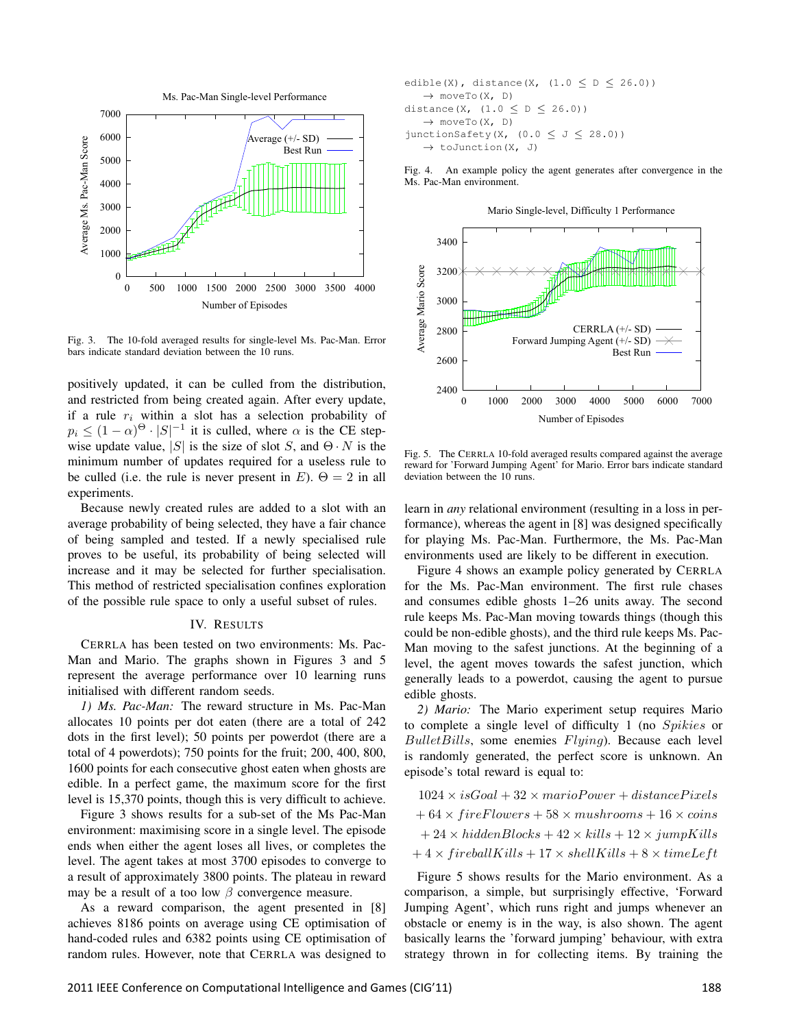Fig. 3. The 10-fold averaged results for single-level Ms. Pac-Man. Error bars indicate standard deviation between the 10 runs.

positively updated, it can be culled from the distribution, and restricted from being created again. After every update, if a rule $r_i$ within a slot has a selection probability of $p_i \leq (1-\alpha)^{\Theta} \cdot |S|^{-1}$ it is culled, where $\alpha$ is the CE step-wise update value, $|S|$ is the size of slot $S$, and $\Theta \cdot N$ is the minimum number of updates required for a useless rule to be culled (i.e. the rule is never present in $E$). $\Theta = 2$ in all experiments.

Because newly created rules are added to a slot with an average probability of being selected, they have a fair chance of being sampled and tested. If a newly specialised rule proves to be useful, its probability of being selected will increase and it may be selected for further specialisation. This method of restricted specialisation confines exploration of the possible rule space to only a useful subset of rules.

## IV. Results

CERRLA has been tested on two environments: Ms. Pac-Man and Mario. The graphs shown in Figures 3 and 5 represent the average performance over 10 learning runs initialised with different random seeds.

*1) Ms. Pac-Man:* The reward structure in Ms. Pac-Man allocates 10 points per dot eaten (there are a total of 242 dots in the first level); 50 points per powerdot (there are a total of 4 powerdots); 750 points for the fruit; 200, 400, 800, 1600 points for each consecutive ghost eaten when ghosts are edible. In a perfect game, the maximum score for the first level is 15,370 points, though this is very difficult to achieve.

Figure 3 shows results for a sub-set of the Ms Pac-Man environment: maximising score in a single level. The episode ends when either the agent loses all lives, or completes the level. The agent takes at most 3700 episodes to converge to a result of approximately 3800 points. The plateau in reward may be a result of a too low $\beta$ convergence measure.

As a reward comparison, the agent presented in [8] achieves 8186 points on average using CE optimisation of hand-coded rules and 6382 points using CE optimisation of random rules. However, note that CERRLA was designed to learn in *any* relational environment (resulting in a loss in performance), whereas the agent in [8] was designed specifically for playing Ms. Pac-Man. Furthermore, the Ms. Pac-Man environments used are likely to be different in execution.

```
edible(X), distance(X, (1.0 ≤ D ≤ 26.0))
   → moveTo(X, D)
distance(X, (1.0 ≤ D ≤ 26.0))
   → moveTo(X, D)
junctionSafety(X, (0.0 ≤ J ≤ 28.0))
   → toJunction(X, J)
```

Fig. 4. An example policy the agent generates after convergence in the Ms. Pac-Man environment.

Fig. 5. The CERRLA 10-fold averaged results compared against the average reward for 'Forward Jumping Agent' for Mario. Error bars indicate standard deviation between the 10 runs.

Figure 4 shows an example policy generated by CERRLA for the Ms. Pac-Man environment. The first rule chases and consumes edible ghosts 1–26 units away. The second rule keeps Ms. Pac-Man moving towards things (though this could be non-edible ghosts), and the third rule keeps Ms. Pac-Man moving to the safest junctions. At the beginning of a level, the agent moves towards the safest junction, which generally leads to a powerdot, causing the agent to pursue edible ghosts.

*2) Mario:* The Mario experiment setup requires Mario to complete a single level of difficulty 1 (no $Spikies$ or $BulletBills$, some enemies $Flying$). Because each level is randomly generated, the perfect score is unknown. An episode's total reward is equal to:

$$
\begin{aligned}
&1024 \times isGoal + 32 \times marioPower + distancePixels \\
&+ 64 \times fireFlowers + 58 \times mushrooms + 16 \times coins \\
&+ 24 \times hiddenBlocks + 42 \times kills + 12 \times jumpKills \\
&+ 4 \times fireballKills + 17 \times shellKills + 8 \times timeLeft
\end{aligned}
$$

Figure 5 shows results for the Mario environment. As a comparison, a simple, but surprisingly effective, 'Forward Jumping Agent', which runs right and jumps whenever an obstacle or enemy is in the way, is also shown. The agent basically learns the 'forward jumping' behaviour, with extra strategy thrown in for collecting items. By training the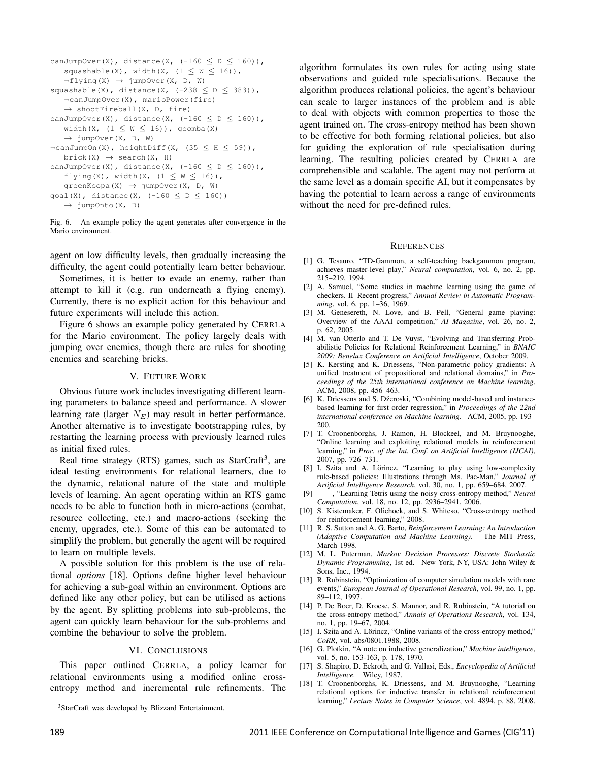```
canJumpOver(X), distance(X, (-160 ≤ D ≤ 160)),
   squashable(X), width(X, (1 ≤ W ≤ 16)),
   ¬flying(X) → jumpOver(X, D, W)
squashable(X), distance(X, (-238 ≤ D ≤ 383)),
   ¬canJumpOver(X), marioPower(fire)
   → shootFireball(X, D, fire)
canJumpOver(X), distance(X, (-160 ≤ D ≤ 160)),
   width(X, (1 ≤ W ≤ 16)), goomba(X)
   → jumpOver(X, D, W)
¬canJumpOn(X), heightDiff(X, (35 ≤ H ≤ 59)),
   brick(X) → search(X, H)
canJumpOver(X), distance(X, (-160 ≤ D ≤ 160)),
   flying(X), width(X, (1 ≤ W ≤ 16)),
   greenKoopa(X) → jumpOver(X, D, W)
goal(X), distance(X, (-160 ≤ D ≤ 160))
   → jumpOnto(X, D)
```

Fig. 6. An example policy the agent generates after convergence in the Mario environment.

agent on low difficulty levels, then gradually increasing the difficulty, the agent could potentially learn better behaviour.

Sometimes, it is better to evade an enemy, rather than attempt to kill it (e.g. run underneath a flying enemy). Currently, there is no explicit action for this behaviour and future experiments will include this action.

Figure 6 shows an example policy generated by CERRLA for the Mario environment. The policy largely deals with jumping over enemies, though there are rules for shooting enemies and searching bricks.

## V. Future Work

Obvious future work includes investigating different learning parameters to balance speed and performance. A slower learning rate (larger $N_E$) may result in better performance. Another alternative is to investigate bootstrapping rules, by restarting the learning process with previously learned rules as initial fixed rules.

Real time strategy (RTS) games, such as StarCraft[3], are ideal testing environments for relational learners, due to the dynamic, relational nature of the state and multiple levels of learning. An agent operating within an RTS game needs to be able to function both in micro-actions (combat, resource collecting, etc.) and macro-actions (seeking the enemy, upgrades, etc.). Some of this can be automated to simplify the problem, but generally the agent will be required to learn on multiple levels.

A possible solution for this problem is the use of relational *options* [18]. Options define higher level behaviour for achieving a sub-goal within an environment. Options are defined like any other policy, but can be utilised as actions by the agent. By splitting problems into sub-problems, the agent can quickly learn behaviour for the sub-problems and combine the behaviour to solve the problem.

## VI. Conclusions

This paper outlined CERRLA, a policy learner for relational environments using a modified online cross-entropy method and incremental rule refinements. The algorithm formulates its own rules for acting using state observations and guided rule specialisations. Because the algorithm produces relational policies, the agent's behaviour can scale to larger instances of the problem and is able to deal with objects with common properties to those the agent trained on. The cross-entropy method has been shown to be effective for both forming relational policies, but also for guiding the exploration of rule specialisation during learning. The resulting policies created by CERRLA are comprehensible and scalable. The agent may not perform at the same level as a domain specific AI, but it compensates by having the potential to learn across a range of environments without the need for pre-defined rules.

[3]StarCraft was developed by Blizzard Entertainment.

## References

[1] G. Tesauro, "TD-Gammon, a self-teaching backgammon program, achieves master-level play," *Neural computation*, vol. 6, no. 2, pp. 215–219, 1994.

[2] A. Samuel, "Some studies in machine learning using the game of checkers. II–Recent progress," *Annual Review in Automatic Programming*, vol. 6, pp. 1–36, 1969.

[3] M. Genesereth, N. Love, and B. Pell, "General game playing: Overview of the AAAI competition," *AI Magazine*, vol. 26, no. 2, p. 62, 2005.

[4] M. van Otterlo and T. De Vuyst, "Evolving and Transferring Probabilistic Policies for Relational Reinforcement Learning," in *BNAIC 2009: Benelux Conference on Artificial Intelligence*, October 2009.

[5] K. Kersting and K. Driessens, "Non-parametric policy gradients: A unified treatment of propositional and relational domains," in *Proceedings of the 25th international conference on Machine learning*. ACM, 2008, pp. 456–463.

[6] K. Driessens and S. Džeroski, "Combining model-based and instance-based learning for first order regression," in *Proceedings of the 22nd international conference on Machine learning*. ACM, 2005, pp. 193–200.

[7] T. Croonenborghs, J. Ramon, H. Blockeel, and M. Bruynooghe, "Online learning and exploiting relational models in reinforcement learning," in *Proc. of the Int. Conf. on Artificial Intelligence (IJCAI)*, 2007, pp. 726–731.

[8] I. Szita and A. Lörincz, "Learning to play using low-complexity rule-based policies: Illustrations through Ms. Pac-Man," *Journal of Artificial Intelligence Research*, vol. 30, no. 1, pp. 659–684, 2007.

[9] ——, "Learning Tetris using the noisy cross-entropy method," *Neural Computation*, vol. 18, no. 12, pp. 2936–2941, 2006.

[10] S. Kistemaker, F. Oliehoek, and S. Whiteso, "Cross-entropy method for reinforcement learning," 2008.

[11] R. S. Sutton and A. G. Barto, *Reinforcement Learning: An Introduction (Adaptive Computation and Machine Learning)*. The MIT Press, March 1998.

[12] M. L. Puterman, *Markov Decision Processes: Discrete Stochastic Dynamic Programming*, 1st ed. New York, NY, USA: John Wiley & Sons, Inc., 1994.

[13] R. Rubinstein, "Optimization of computer simulation models with rare events," *European Journal of Operational Research*, vol. 99, no. 1, pp. 89–112, 1997.

[14] P. De Boer, D. Kroese, S. Mannor, and R. Rubinstein, "A tutorial on the cross-entropy method," *Annals of Operations Research*, vol. 134, no. 1, pp. 19–67, 2004.

[15] I. Szita and A. Lörincz, "Online variants of the cross-entropy method," *CoRR*, vol. abs/0801.1988, 2008.

[16] G. Plotkin, "A note on inductive generalization," *Machine intelligence*, vol. 5, no. 153-163, p. 178, 1970.

[17] S. Shapiro, D. Eckroth, and G. Vallasi, Eds., *Encyclopedia of Artificial Intelligence*. Wiley, 1987.

[18] T. Croonenborghs, K. Driessens, and M. Bruynooghe, "Learning relational options for inductive transfer in relational reinforcement learning," *Lecture Notes in Computer Science*, vol. 4894, p. 88, 2008.